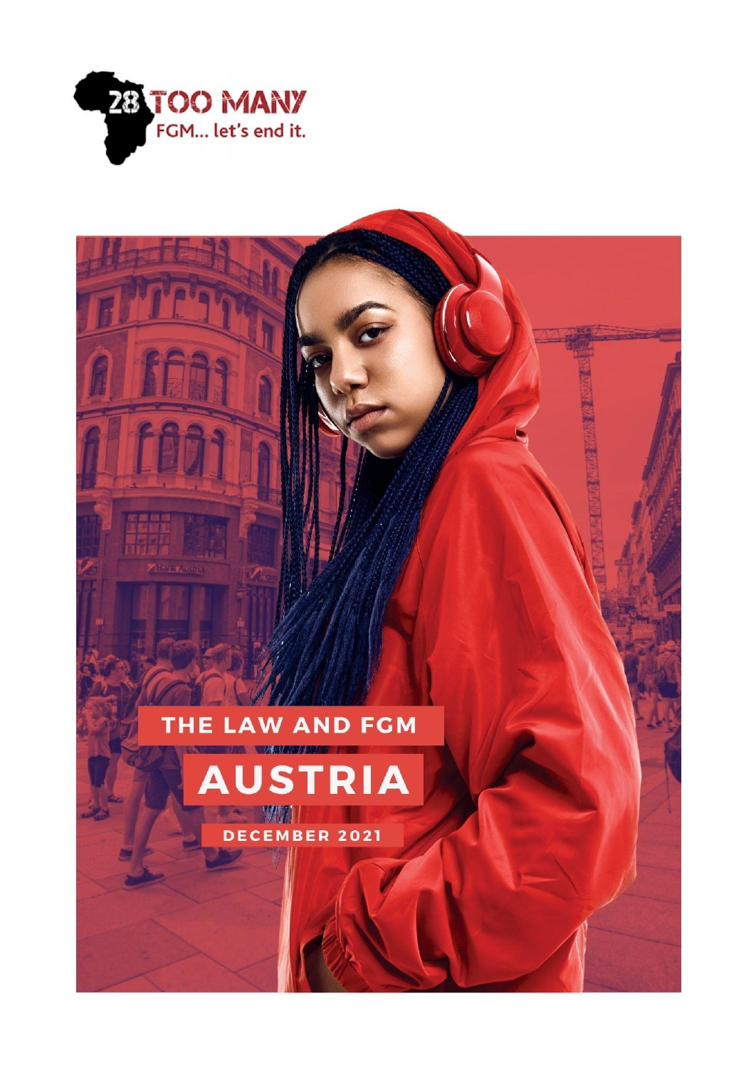28 TOO MANY
FGM... let's end it.

# THE LAW AND FGM

# AUSTRIA

DECEMBER 2021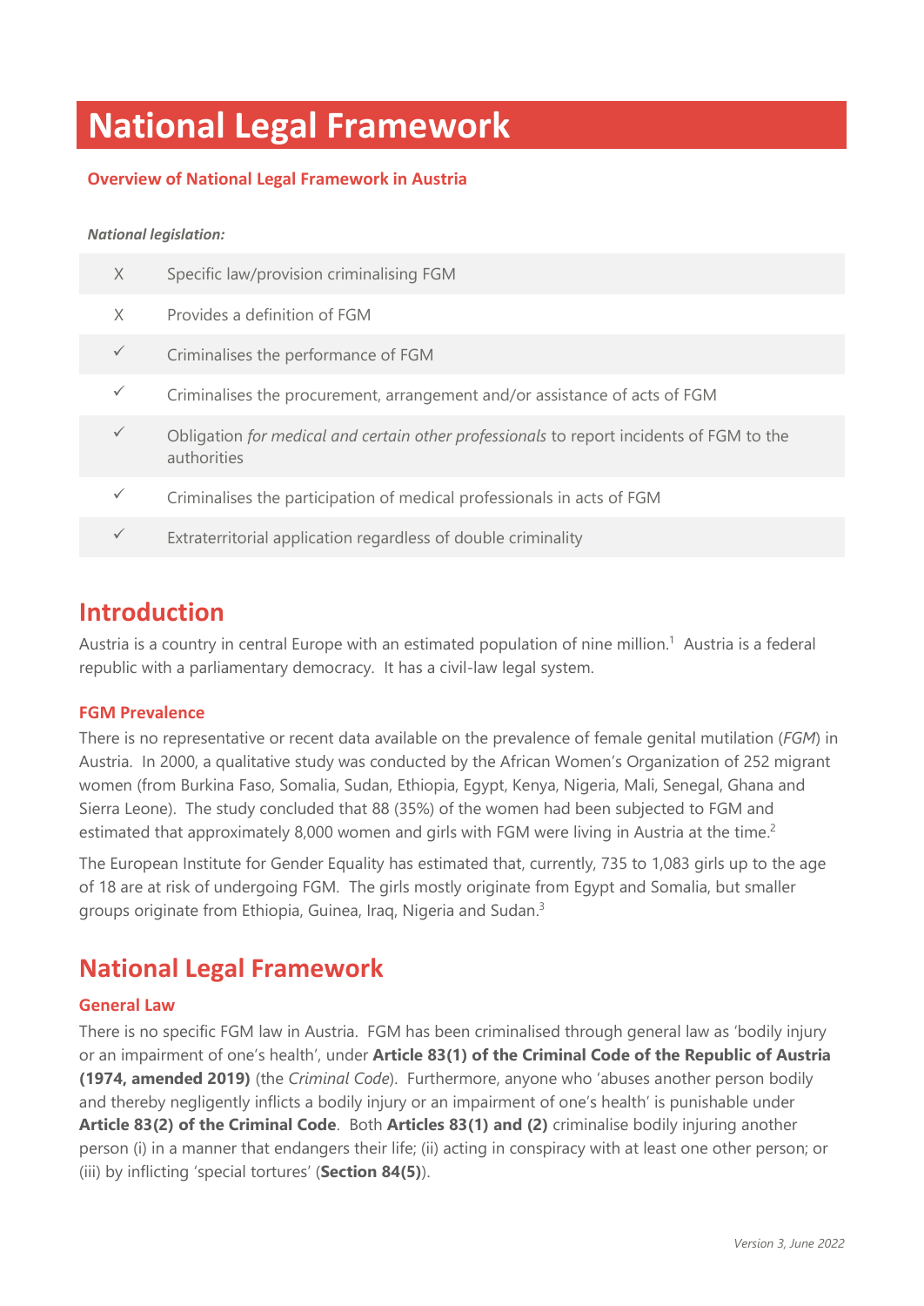# National Legal Framework

## Overview of National Legal Framework in Austria

***National legislation:***

| | |
|---|---|
| X | Specific law/provision criminalising FGM |
| X | Provides a definition of FGM |
| ✓ | Criminalises the performance of FGM |
| ✓ | Criminalises the procurement, arrangement and/or assistance of acts of FGM |
| ✓ | Obligation *for medical and certain other professionals* to report incidents of FGM to the authorities |
| ✓ | Criminalises the participation of medical professionals in acts of FGM |
| ✓ | Extraterritorial application regardless of double criminality |

## Introduction

Austria is a country in central Europe with an estimated population of nine million.[1] Austria is a federal republic with a parliamentary democracy. It has a civil-law legal system.

### FGM Prevalence

There is no representative or recent data available on the prevalence of female genital mutilation (*FGM*) in Austria. In 2000, a qualitative study was conducted by the African Women's Organization of 252 migrant women (from Burkina Faso, Somalia, Sudan, Ethiopia, Egypt, Kenya, Nigeria, Mali, Senegal, Ghana and Sierra Leone). The study concluded that 88 (35%) of the women had been subjected to FGM and estimated that approximately 8,000 women and girls with FGM were living in Austria at the time.[2]

The European Institute for Gender Equality has estimated that, currently, 735 to 1,083 girls up to the age of 18 are at risk of undergoing FGM. The girls mostly originate from Egypt and Somalia, but smaller groups originate from Ethiopia, Guinea, Iraq, Nigeria and Sudan.[3]

## National Legal Framework

### General Law

There is no specific FGM law in Austria. FGM has been criminalised through general law as 'bodily injury or an impairment of one's health', under **Article 83(1) of the Criminal Code of the Republic of Austria (1974, amended 2019)** (the *Criminal Code*). Furthermore, anyone who 'abuses another person bodily and thereby negligently inflicts a bodily injury or an impairment of one's health' is punishable under **Article 83(2) of the Criminal Code**. Both **Articles 83(1) and (2)** criminalise bodily injuring another person (i) in a manner that endangers their life; (ii) acting in conspiracy with at least one other person; or (iii) by inflicting 'special tortures' (**Section 84(5)**).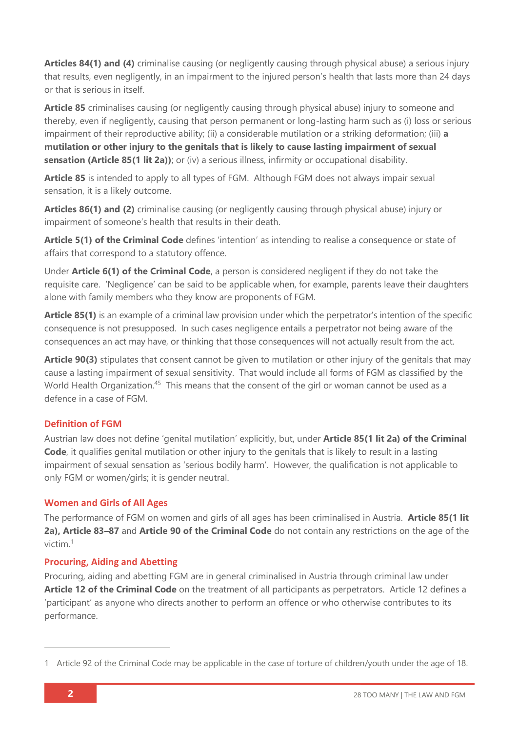**Articles 84(1) and (4)** criminalise causing (or negligently causing through physical abuse) a serious injury that results, even negligently, in an impairment to the injured person's health that lasts more than 24 days or that is serious in itself.

**Article 85** criminalises causing (or negligently causing through physical abuse) injury to someone and thereby, even if negligently, causing that person permanent or long-lasting harm such as (i) loss or serious impairment of their reproductive ability; (ii) a considerable mutilation or a striking deformation; (iii) **a mutilation or other injury to the genitals that is likely to cause lasting impairment of sexual sensation (Article 85(1 lit 2a))**; or (iv) a serious illness, infirmity or occupational disability.

**Article 85** is intended to apply to all types of FGM. Although FGM does not always impair sexual sensation, it is a likely outcome.

**Articles 86(1) and (2)** criminalise causing (or negligently causing through physical abuse) injury or impairment of someone's health that results in their death.

**Article 5(1) of the Criminal Code** defines 'intention' as intending to realise a consequence or state of affairs that correspond to a statutory offence.

Under **Article 6(1) of the Criminal Code**, a person is considered negligent if they do not take the requisite care. 'Negligence' can be said to be applicable when, for example, parents leave their daughters alone with family members who they know are proponents of FGM.

**Article 85(1)** is an example of a criminal law provision under which the perpetrator's intention of the specific consequence is not presupposed. In such cases negligence entails a perpetrator not being aware of the consequences an act may have, or thinking that those consequences will not actually result from the act.

**Article 90(3)** stipulates that consent cannot be given to mutilation or other injury of the genitals that may cause a lasting impairment of sexual sensitivity. That would include all forms of FGM as classified by the World Health Organization.[45] This means that the consent of the girl or woman cannot be used as a defence in a case of FGM.

### Definition of FGM

Austrian law does not define 'genital mutilation' explicitly, but, under **Article 85(1 lit 2a) of the Criminal Code**, it qualifies genital mutilation or other injury to the genitals that is likely to result in a lasting impairment of sexual sensation as 'serious bodily harm'. However, the qualification is not applicable to only FGM or women/girls; it is gender neutral.

### Women and Girls of All Ages

The performance of FGM on women and girls of all ages has been criminalised in Austria. **Article 85(1 lit 2a), Article 83–87** and **Article 90 of the Criminal Code** do not contain any restrictions on the age of the victim.[1]

### Procuring, Aiding and Abetting

Procuring, aiding and abetting FGM are in general criminalised in Austria through criminal law under **Article 12 of the Criminal Code** on the treatment of all participants as perpetrators. Article 12 defines a 'participant' as anyone who directs another to perform an offence or who otherwise contributes to its performance.

---

1 Article 92 of the Criminal Code may be applicable in the case of torture of children/youth under the age of 18.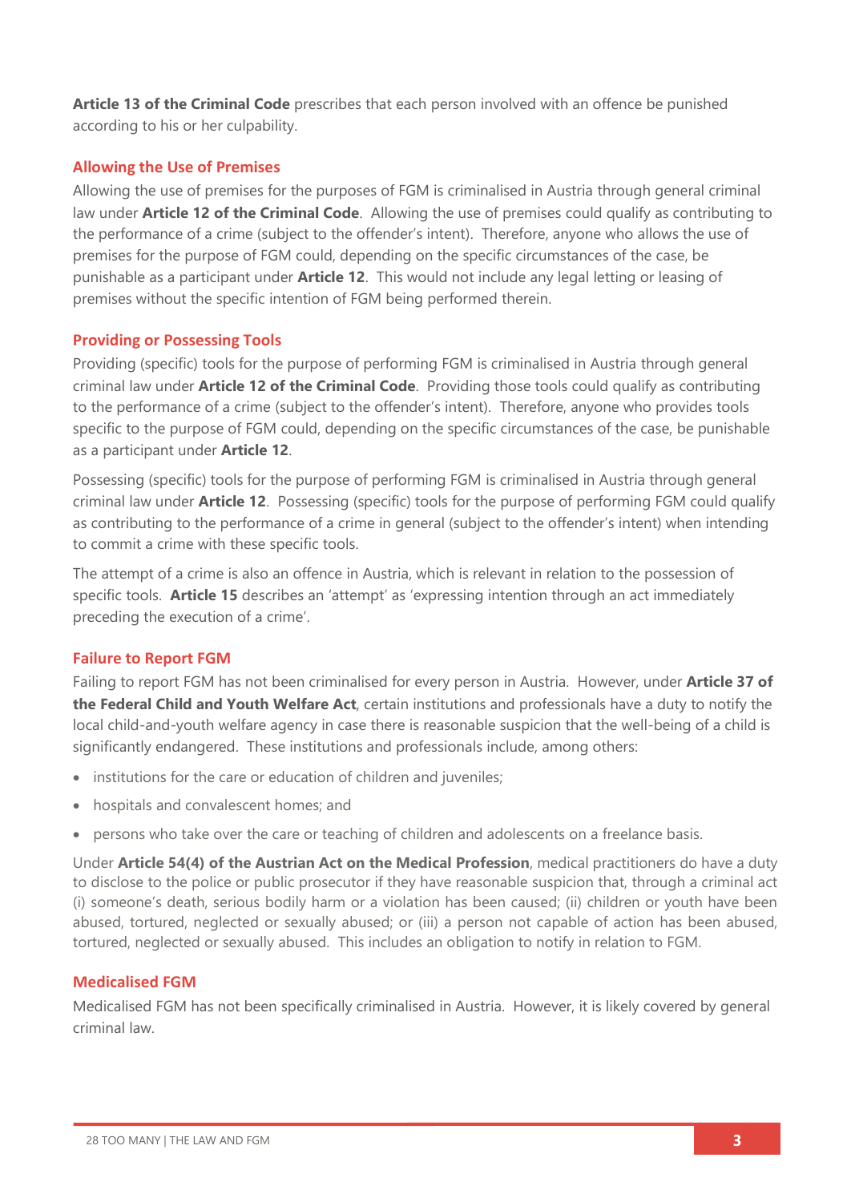**Article 13 of the Criminal Code** prescribes that each person involved with an offence be punished according to his or her culpability.

## Allowing the Use of Premises

Allowing the use of premises for the purposes of FGM is criminalised in Austria through general criminal law under **Article 12 of the Criminal Code**. Allowing the use of premises could qualify as contributing to the performance of a crime (subject to the offender's intent). Therefore, anyone who allows the use of premises for the purpose of FGM could, depending on the specific circumstances of the case, be punishable as a participant under **Article 12**. This would not include any legal letting or leasing of premises without the specific intention of FGM being performed therein.

## Providing or Possessing Tools

Providing (specific) tools for the purpose of performing FGM is criminalised in Austria through general criminal law under **Article 12 of the Criminal Code**. Providing those tools could qualify as contributing to the performance of a crime (subject to the offender's intent). Therefore, anyone who provides tools specific to the purpose of FGM could, depending on the specific circumstances of the case, be punishable as a participant under **Article 12**.

Possessing (specific) tools for the purpose of performing FGM is criminalised in Austria through general criminal law under **Article 12**. Possessing (specific) tools for the purpose of performing FGM could qualify as contributing to the performance of a crime in general (subject to the offender's intent) when intending to commit a crime with these specific tools.

The attempt of a crime is also an offence in Austria, which is relevant in relation to the possession of specific tools. **Article 15** describes an 'attempt' as 'expressing intention through an act immediately preceding the execution of a crime'.

## Failure to Report FGM

Failing to report FGM has not been criminalised for every person in Austria. However, under **Article 37 of the Federal Child and Youth Welfare Act**, certain institutions and professionals have a duty to notify the local child-and-youth welfare agency in case there is reasonable suspicion that the well-being of a child is significantly endangered. These institutions and professionals include, among others:

- institutions for the care or education of children and juveniles;
- hospitals and convalescent homes; and
- persons who take over the care or teaching of children and adolescents on a freelance basis.

Under **Article 54(4) of the Austrian Act on the Medical Profession**, medical practitioners do have a duty to disclose to the police or public prosecutor if they have reasonable suspicion that, through a criminal act (i) someone's death, serious bodily harm or a violation has been caused; (ii) children or youth have been abused, tortured, neglected or sexually abused; or (iii) a person not capable of action has been abused, tortured, neglected or sexually abused. This includes an obligation to notify in relation to FGM.

## Medicalised FGM

Medicalised FGM has not been specifically criminalised in Austria. However, it is likely covered by general criminal law.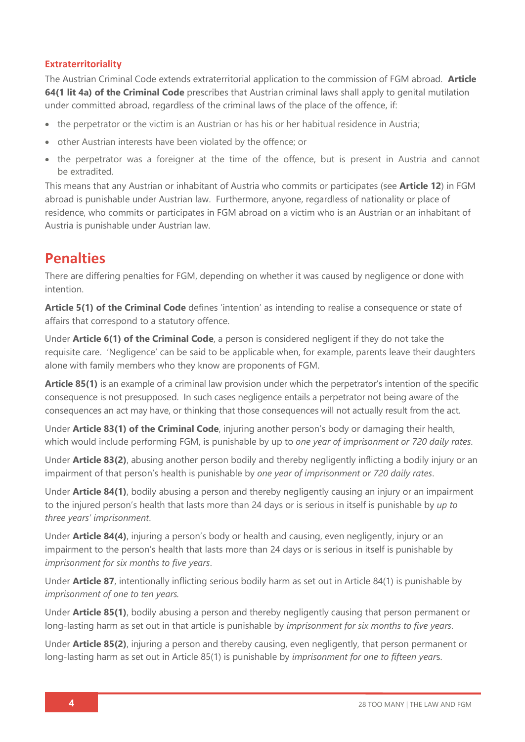### Extraterritoriality

The Austrian Criminal Code extends extraterritorial application to the commission of FGM abroad. **Article 64(1 lit 4a) of the Criminal Code** prescribes that Austrian criminal laws shall apply to genital mutilation under committed abroad, regardless of the criminal laws of the place of the offence, if:

- the perpetrator or the victim is an Austrian or has his or her habitual residence in Austria;
- other Austrian interests have been violated by the offence; or
- the perpetrator was a foreigner at the time of the offence, but is present in Austria and cannot be extradited.

This means that any Austrian or inhabitant of Austria who commits or participates (see **Article 12**) in FGM abroad is punishable under Austrian law. Furthermore, anyone, regardless of nationality or place of residence, who commits or participates in FGM abroad on a victim who is an Austrian or an inhabitant of Austria is punishable under Austrian law.

## Penalties

There are differing penalties for FGM, depending on whether it was caused by negligence or done with intention.

**Article 5(1) of the Criminal Code** defines 'intention' as intending to realise a consequence or state of affairs that correspond to a statutory offence.

Under **Article 6(1) of the Criminal Code**, a person is considered negligent if they do not take the requisite care. 'Negligence' can be said to be applicable when, for example, parents leave their daughters alone with family members who they know are proponents of FGM.

**Article 85(1)** is an example of a criminal law provision under which the perpetrator's intention of the specific consequence is not presupposed. In such cases negligence entails a perpetrator not being aware of the consequences an act may have, or thinking that those consequences will not actually result from the act.

Under **Article 83(1) of the Criminal Code**, injuring another person's body or damaging their health, which would include performing FGM, is punishable by up to *one year of imprisonment or 720 daily rates*.

Under **Article 83(2)**, abusing another person bodily and thereby negligently inflicting a bodily injury or an impairment of that person's health is punishable by *one year of imprisonment or 720 daily rates*.

Under **Article 84(1)**, bodily abusing a person and thereby negligently causing an injury or an impairment to the injured person's health that lasts more than 24 days or is serious in itself is punishable by *up to three years' imprisonment*.

Under **Article 84(4)**, injuring a person's body or health and causing, even negligently, injury or an impairment to the person's health that lasts more than 24 days or is serious in itself is punishable by *imprisonment for six months to five years*.

Under **Article 87**, intentionally inflicting serious bodily harm as set out in Article 84(1) is punishable by *imprisonment of one to ten years.*

Under **Article 85(1)**, bodily abusing a person and thereby negligently causing that person permanent or long-lasting harm as set out in that article is punishable by *imprisonment for six months to five years*.

Under **Article 85(2)**, injuring a person and thereby causing, even negligently, that person permanent or long-lasting harm as set out in Article 85(1) is punishable by *imprisonment for one to fifteen year*s.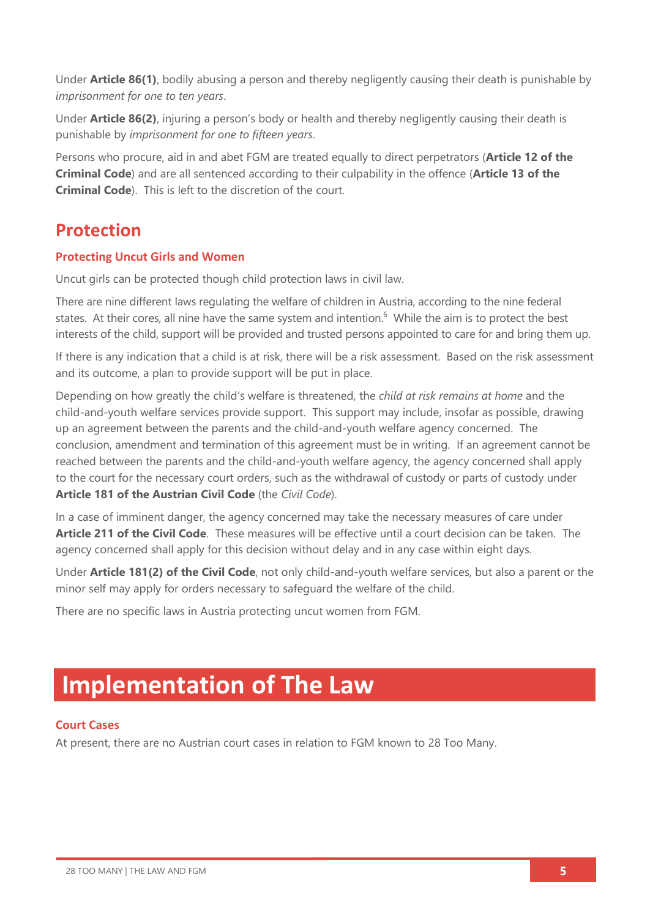Under **Article 86(1)**, bodily abusing a person and thereby negligently causing their death is punishable by *imprisonment for one to ten years*.

Under **Article 86(2)**, injuring a person's body or health and thereby negligently causing their death is punishable by *imprisonment for one to fifteen years*.

Persons who procure, aid in and abet FGM are treated equally to direct perpetrators (**Article 12 of the Criminal Code**) and are all sentenced according to their culpability in the offence (**Article 13 of the Criminal Code**). This is left to the discretion of the court.

## Protection

### Protecting Uncut Girls and Women

Uncut girls can be protected though child protection laws in civil law.

There are nine different laws regulating the welfare of children in Austria, according to the nine federal states. At their cores, all nine have the same system and intention.[6] While the aim is to protect the best interests of the child, support will be provided and trusted persons appointed to care for and bring them up.

If there is any indication that a child is at risk, there will be a risk assessment. Based on the risk assessment and its outcome, a plan to provide support will be put in place.

Depending on how greatly the child's welfare is threatened, the *child at risk remains at home* and the child-and-youth welfare services provide support. This support may include, insofar as possible, drawing up an agreement between the parents and the child-and-youth welfare agency concerned. The conclusion, amendment and termination of this agreement must be in writing. If an agreement cannot be reached between the parents and the child-and-youth welfare agency, the agency concerned shall apply to the court for the necessary court orders, such as the withdrawal of custody or parts of custody under **Article 181 of the Austrian Civil Code** (the *Civil Code*).

In a case of imminent danger, the agency concerned may take the necessary measures of care under **Article 211 of the Civil Code**. These measures will be effective until a court decision can be taken. The agency concerned shall apply for this decision without delay and in any case within eight days.

Under **Article 181(2) of the Civil Code**, not only child-and-youth welfare services, but also a parent or the minor self may apply for orders necessary to safeguard the welfare of the child.

There are no specific laws in Austria protecting uncut women from FGM.

# Implementation of The Law

### Court Cases

At present, there are no Austrian court cases in relation to FGM known to 28 Too Many.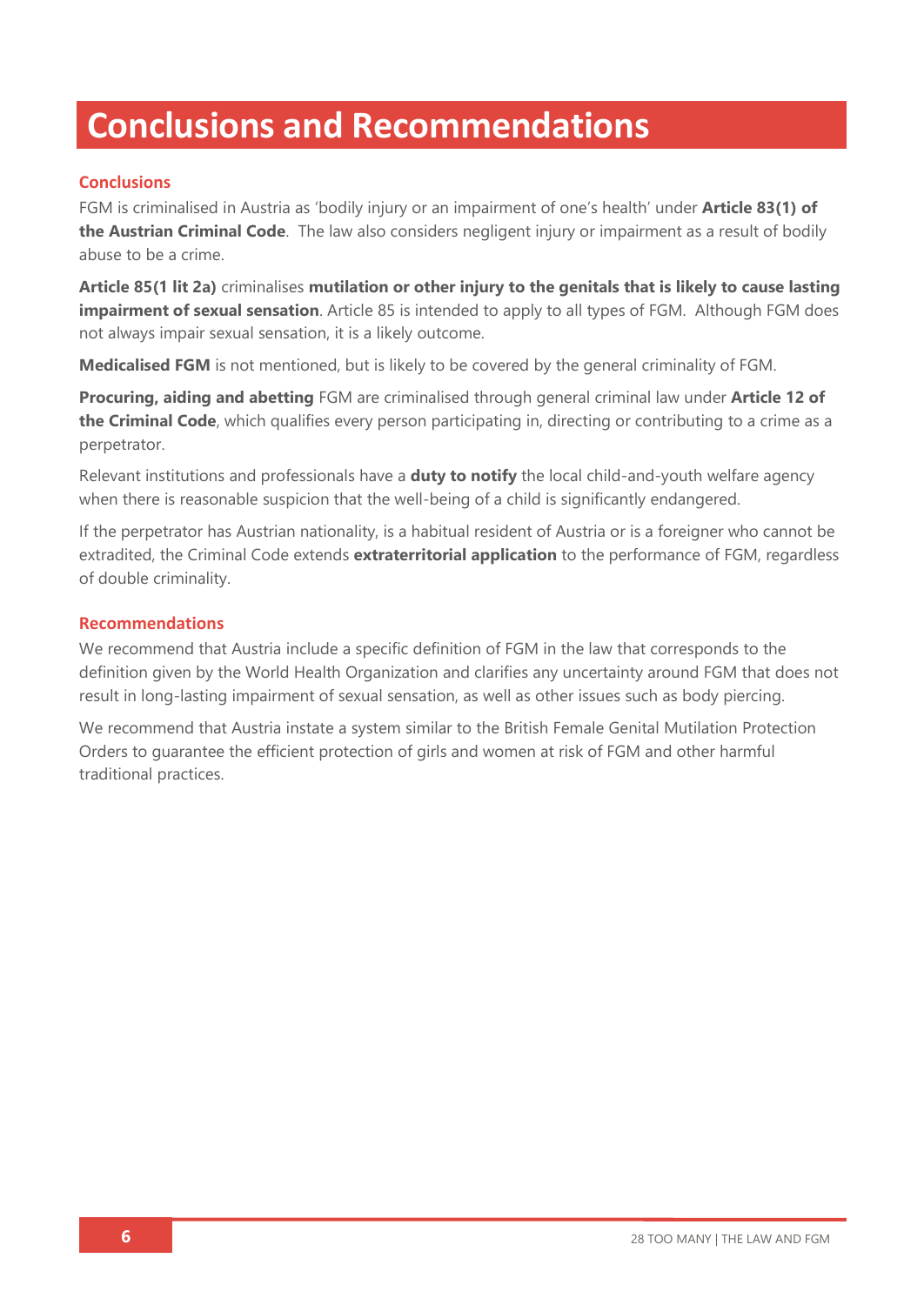# Conclusions and Recommendations

## Conclusions

FGM is criminalised in Austria as 'bodily injury or an impairment of one's health' under **Article 83(1) of the Austrian Criminal Code**. The law also considers negligent injury or impairment as a result of bodily abuse to be a crime.

**Article 85(1 lit 2a)** criminalises **mutilation or other injury to the genitals that is likely to cause lasting impairment of sexual sensation**. Article 85 is intended to apply to all types of FGM. Although FGM does not always impair sexual sensation, it is a likely outcome.

**Medicalised FGM** is not mentioned, but is likely to be covered by the general criminality of FGM.

**Procuring, aiding and abetting** FGM are criminalised through general criminal law under **Article 12 of the Criminal Code**, which qualifies every person participating in, directing or contributing to a crime as a perpetrator.

Relevant institutions and professionals have a **duty to notify** the local child-and-youth welfare agency when there is reasonable suspicion that the well-being of a child is significantly endangered.

If the perpetrator has Austrian nationality, is a habitual resident of Austria or is a foreigner who cannot be extradited, the Criminal Code extends **extraterritorial application** to the performance of FGM, regardless of double criminality.

## Recommendations

We recommend that Austria include a specific definition of FGM in the law that corresponds to the definition given by the World Health Organization and clarifies any uncertainty around FGM that does not result in long-lasting impairment of sexual sensation, as well as other issues such as body piercing.

We recommend that Austria instate a system similar to the British Female Genital Mutilation Protection Orders to guarantee the efficient protection of girls and women at risk of FGM and other harmful traditional practices.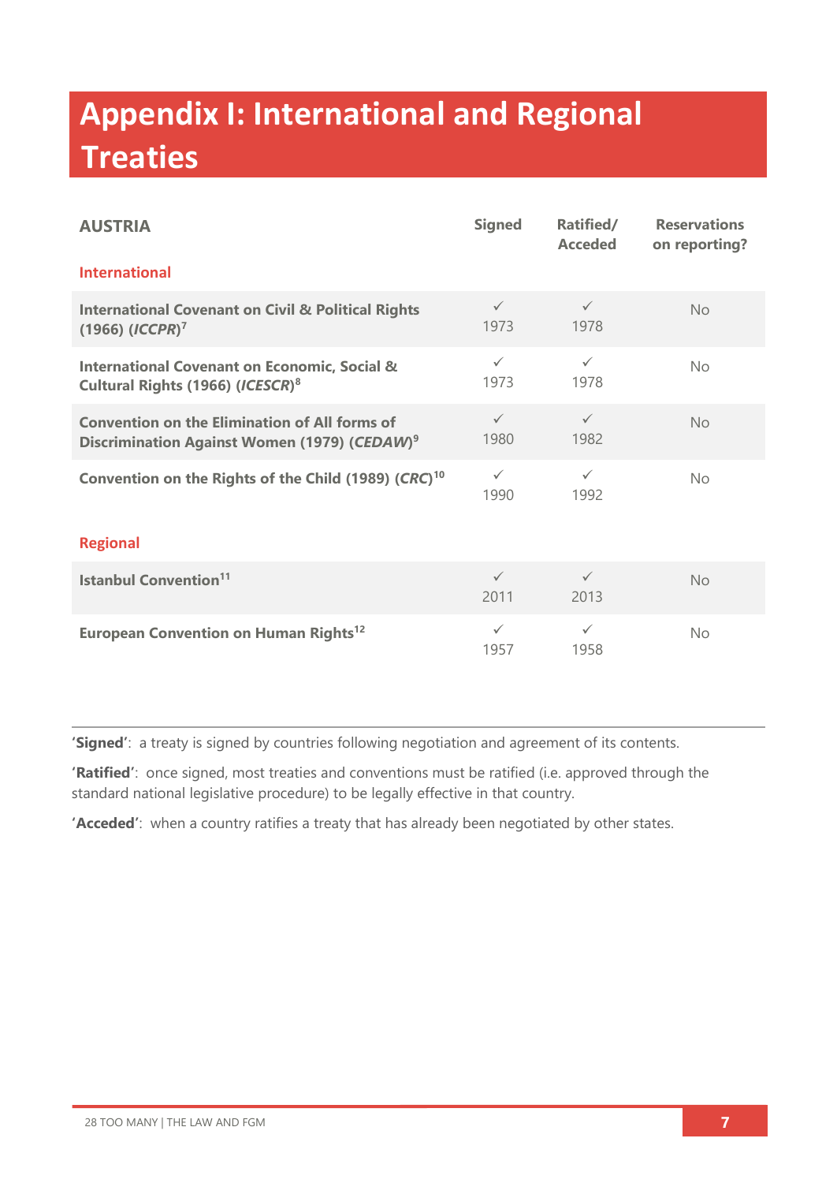# Appendix I: International and Regional Treaties

| AUSTRIA | Signed | Ratified/ Acceded | Reservations on reporting? |
|---|---|---|---|
| **International** | | | |
| **International Covenant on Civil & Political Rights (1966) (*ICCPR*)**[7] | ✓ 1973 | ✓ 1978 | No |
| **International Covenant on Economic, Social & Cultural Rights (1966) (*ICESCR*)**[8] | ✓ 1973 | ✓ 1978 | No |
| **Convention on the Elimination of All forms of Discrimination Against Women (1979) (*CEDAW*)**[9] | ✓ 1980 | ✓ 1982 | No |
| **Convention on the Rights of the Child (1989) (*CRC*)**[10] | ✓ 1990 | ✓ 1992 | No |
| **Regional** | | | |
| **Istanbul Convention**[11] | ✓ 2011 | ✓ 2013 | No |
| **European Convention on Human Rights**[12] | ✓ 1957 | ✓ 1958 | No |

**'Signed'**: a treaty is signed by countries following negotiation and agreement of its contents.

**'Ratified'**: once signed, most treaties and conventions must be ratified (i.e. approved through the standard national legislative procedure) to be legally effective in that country.

**'Acceded'**: when a country ratifies a treaty that has already been negotiated by other states.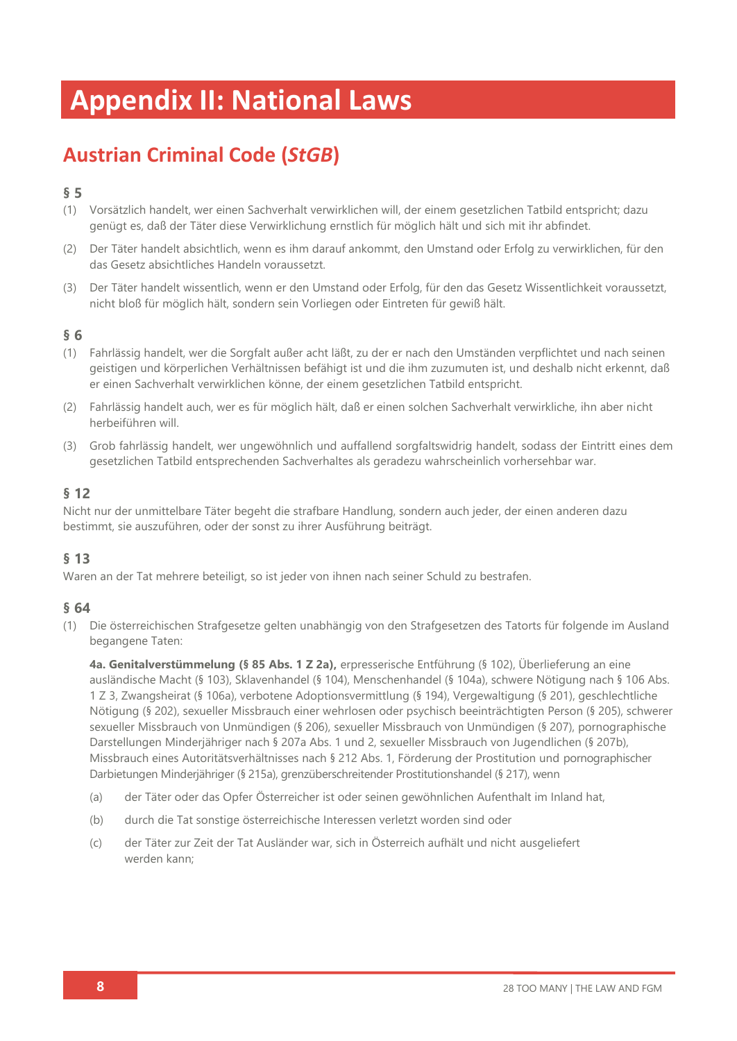# Appendix II: National Laws

## Austrian Criminal Code (*StGB*)

### § 5

(1) Vorsätzlich handelt, wer einen Sachverhalt verwirklichen will, der einem gesetzlichen Tatbild entspricht; dazu genügt es, daß der Täter diese Verwirklichung ernstlich für möglich hält und sich mit ihr abfindet.

(2) Der Täter handelt absichtlich, wenn es ihm darauf ankommt, den Umstand oder Erfolg zu verwirklichen, für den das Gesetz absichtliches Handeln voraussetzt.

(3) Der Täter handelt wissentlich, wenn er den Umstand oder Erfolg, für den das Gesetz Wissentlichkeit voraussetzt, nicht bloß für möglich hält, sondern sein Vorliegen oder Eintreten für gewiß hält.

### § 6

(1) Fahrlässig handelt, wer die Sorgfalt außer acht läßt, zu der er nach den Umständen verpflichtet und nach seinen geistigen und körperlichen Verhältnissen befähigt ist und die ihm zuzumuten ist, und deshalb nicht erkennt, daß er einen Sachverhalt verwirklichen könne, der einem gesetzlichen Tatbild entspricht.

(2) Fahrlässig handelt auch, wer es für möglich hält, daß er einen solchen Sachverhalt verwirkliche, ihn aber nicht herbeiführen will.

(3) Grob fahrlässig handelt, wer ungewöhnlich und auffallend sorgfaltswidrig handelt, sodass der Eintritt eines dem gesetzlichen Tatbild entsprechenden Sachverhaltes als geradezu wahrscheinlich vorhersehbar war.

### § 12

Nicht nur der unmittelbare Täter begeht die strafbare Handlung, sondern auch jeder, der einen anderen dazu bestimmt, sie auszuführen, oder der sonst zu ihrer Ausführung beiträgt.

### § 13

Waren an der Tat mehrere beteiligt, so ist jeder von ihnen nach seiner Schuld zu bestrafen.

### § 64

(1) Die österreichischen Strafgesetze gelten unabhängig von den Strafgesetzen des Tatorts für folgende im Ausland begangene Taten:

**4a. Genitalverstümmelung (§ 85 Abs. 1 Z 2a),** erpresserische Entführung (§ 102), Überlieferung an eine ausländische Macht (§ 103), Sklavenhandel (§ 104), Menschenhandel (§ 104a), schwere Nötigung nach § 106 Abs. 1 Z 3, Zwangsheirat (§ 106a), verbotene Adoptionsvermittlung (§ 194), Vergewaltigung (§ 201), geschlechtliche Nötigung (§ 202), sexueller Missbrauch einer wehrlosen oder psychisch beeinträchtigten Person (§ 205), schwerer sexueller Missbrauch von Unmündigen (§ 206), sexueller Missbrauch von Unmündigen (§ 207), pornographische Darstellungen Minderjähriger nach § 207a Abs. 1 und 2, sexueller Missbrauch von Jugendlichen (§ 207b), Missbrauch eines Autoritätsverhältnisses nach § 212 Abs. 1, Förderung der Prostitution und pornographischer Darbietungen Minderjähriger (§ 215a), grenzüberschreitender Prostitutionshandel (§ 217), wenn

(a) der Täter oder das Opfer Österreicher ist oder seinen gewöhnlichen Aufenthalt im Inland hat,

(b) durch die Tat sonstige österreichische Interessen verletzt worden sind oder

(c) der Täter zur Zeit der Tat Ausländer war, sich in Österreich aufhält und nicht ausgeliefert werden kann;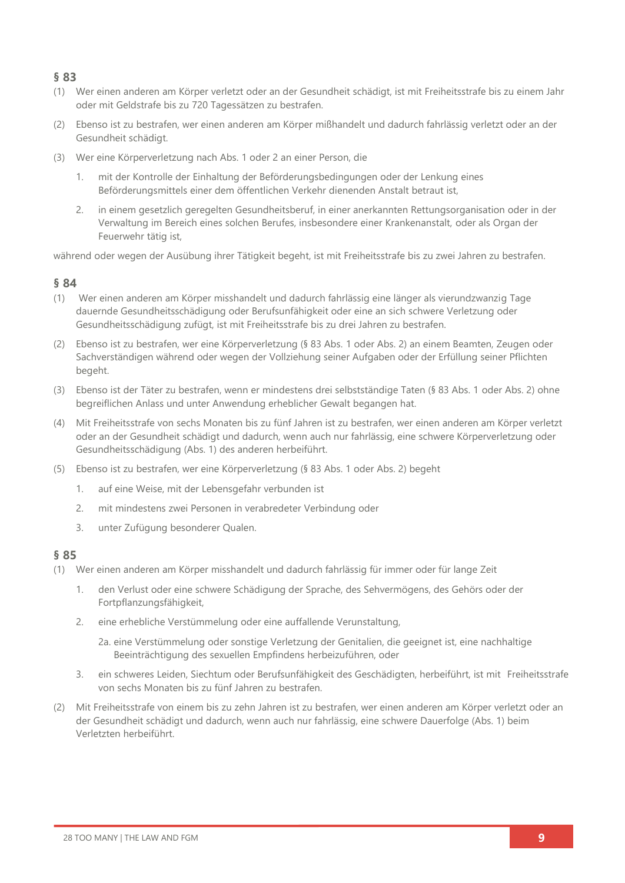### § 83

(1) Wer einen anderen am Körper verletzt oder an der Gesundheit schädigt, ist mit Freiheitsstrafe bis zu einem Jahr oder mit Geldstrafe bis zu 720 Tagessätzen zu bestrafen.

(2) Ebenso ist zu bestrafen, wer einen anderen am Körper mißhandelt und dadurch fahrlässig verletzt oder an der Gesundheit schädigt.

(3) Wer eine Körperverletzung nach Abs. 1 oder 2 an einer Person, die

1. mit der Kontrolle der Einhaltung der Beförderungsbedingungen oder der Lenkung eines Beförderungsmittels einer dem öffentlichen Verkehr dienenden Anstalt betraut ist,
2. in einem gesetzlich geregelten Gesundheitsberuf, in einer anerkannten Rettungsorganisation oder in der Verwaltung im Bereich eines solchen Berufes, insbesondere einer Krankenanstalt, oder als Organ der Feuerwehr tätig ist,

während oder wegen der Ausübung ihrer Tätigkeit begeht, ist mit Freiheitsstrafe bis zu zwei Jahren zu bestrafen.

### § 84

(1) Wer einen anderen am Körper misshandelt und dadurch fahrlässig eine länger als vierundzwanzig Tage dauernde Gesundheitsschädigung oder Berufsunfähigkeit oder eine an sich schwere Verletzung oder Gesundheitsschädigung zufügt, ist mit Freiheitsstrafe bis zu drei Jahren zu bestrafen.

(2) Ebenso ist zu bestrafen, wer eine Körperverletzung (§ 83 Abs. 1 oder Abs. 2) an einem Beamten, Zeugen oder Sachverständigen während oder wegen der Vollziehung seiner Aufgaben oder der Erfüllung seiner Pflichten begeht.

(3) Ebenso ist der Täter zu bestrafen, wenn er mindestens drei selbstständige Taten (§ 83 Abs. 1 oder Abs. 2) ohne begreiflichen Anlass und unter Anwendung erheblicher Gewalt begangen hat.

(4) Mit Freiheitsstrafe von sechs Monaten bis zu fünf Jahren ist zu bestrafen, wer einen anderen am Körper verletzt oder an der Gesundheit schädigt und dadurch, wenn auch nur fahrlässig, eine schwere Körperverletzung oder Gesundheitsschädigung (Abs. 1) des anderen herbeiführt.

(5) Ebenso ist zu bestrafen, wer eine Körperverletzung (§ 83 Abs. 1 oder Abs. 2) begeht

1. auf eine Weise, mit der Lebensgefahr verbunden ist
2. mit mindestens zwei Personen in verabredeter Verbindung oder
3. unter Zufügung besonderer Qualen.

### § 85

(1) Wer einen anderen am Körper misshandelt und dadurch fahrlässig für immer oder für lange Zeit

1. den Verlust oder eine schwere Schädigung der Sprache, des Sehvermögens, des Gehörs oder der Fortpflanzungsfähigkeit,
2. eine erhebliche Verstümmelung oder eine auffallende Verunstaltung,

   2a. eine Verstümmelung oder sonstige Verletzung der Genitalien, die geeignet ist, eine nachhaltige Beeinträchtigung des sexuellen Empfindens herbeizuführen, oder

3. ein schweres Leiden, Siechtum oder Berufsunfähigkeit des Geschädigten, herbeiführt, ist mit Freiheitsstrafe von sechs Monaten bis zu fünf Jahren zu bestrafen.

(2) Mit Freiheitsstrafe von einem bis zu zehn Jahren ist zu bestrafen, wer einen anderen am Körper verletzt oder an der Gesundheit schädigt und dadurch, wenn auch nur fahrlässig, eine schwere Dauerfolge (Abs. 1) beim Verletzten herbeiführt.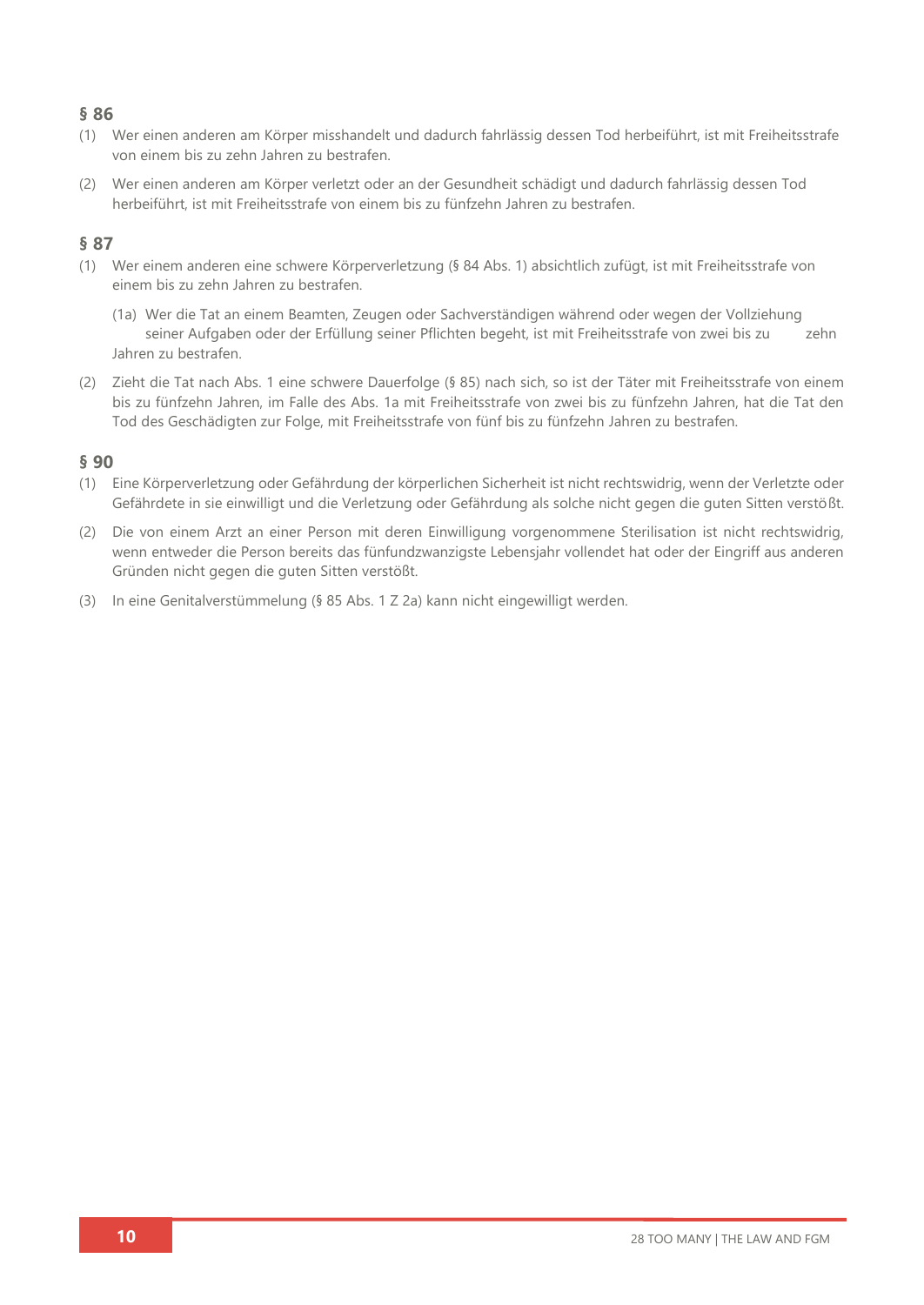### § 86

(1) Wer einen anderen am Körper misshandelt und dadurch fahrlässig dessen Tod herbeiführt, ist mit Freiheitsstrafe von einem bis zu zehn Jahren zu bestrafen.

(2) Wer einen anderen am Körper verletzt oder an der Gesundheit schädigt und dadurch fahrlässig dessen Tod herbeiführt, ist mit Freiheitsstrafe von einem bis zu fünfzehn Jahren zu bestrafen.

### § 87

(1) Wer einem anderen eine schwere Körperverletzung (§ 84 Abs. 1) absichtlich zufügt, ist mit Freiheitsstrafe von einem bis zu zehn Jahren zu bestrafen.

(1a) Wer die Tat an einem Beamten, Zeugen oder Sachverständigen während oder wegen der Vollziehung seiner Aufgaben oder der Erfüllung seiner Pflichten begeht, ist mit Freiheitsstrafe von zwei bis zu zehn Jahren zu bestrafen.

(2) Zieht die Tat nach Abs. 1 eine schwere Dauerfolge (§ 85) nach sich, so ist der Täter mit Freiheitsstrafe von einem bis zu fünfzehn Jahren, im Falle des Abs. 1a mit Freiheitsstrafe von zwei bis zu fünfzehn Jahren, hat die Tat den Tod des Geschädigten zur Folge, mit Freiheitsstrafe von fünf bis zu fünfzehn Jahren zu bestrafen.

### § 90

(1) Eine Körperverletzung oder Gefährdung der körperlichen Sicherheit ist nicht rechtswidrig, wenn der Verletzte oder Gefährdete in sie einwilligt und die Verletzung oder Gefährdung als solche nicht gegen die guten Sitten verstößt.

(2) Die von einem Arzt an einer Person mit deren Einwilligung vorgenommene Sterilisation ist nicht rechtswidrig, wenn entweder die Person bereits das fünfundzwanzigste Lebensjahr vollendet hat oder der Eingriff aus anderen Gründen nicht gegen die guten Sitten verstößt.

(3) In eine Genitalverstümmelung (§ 85 Abs. 1 Z 2a) kann nicht eingewilligt werden.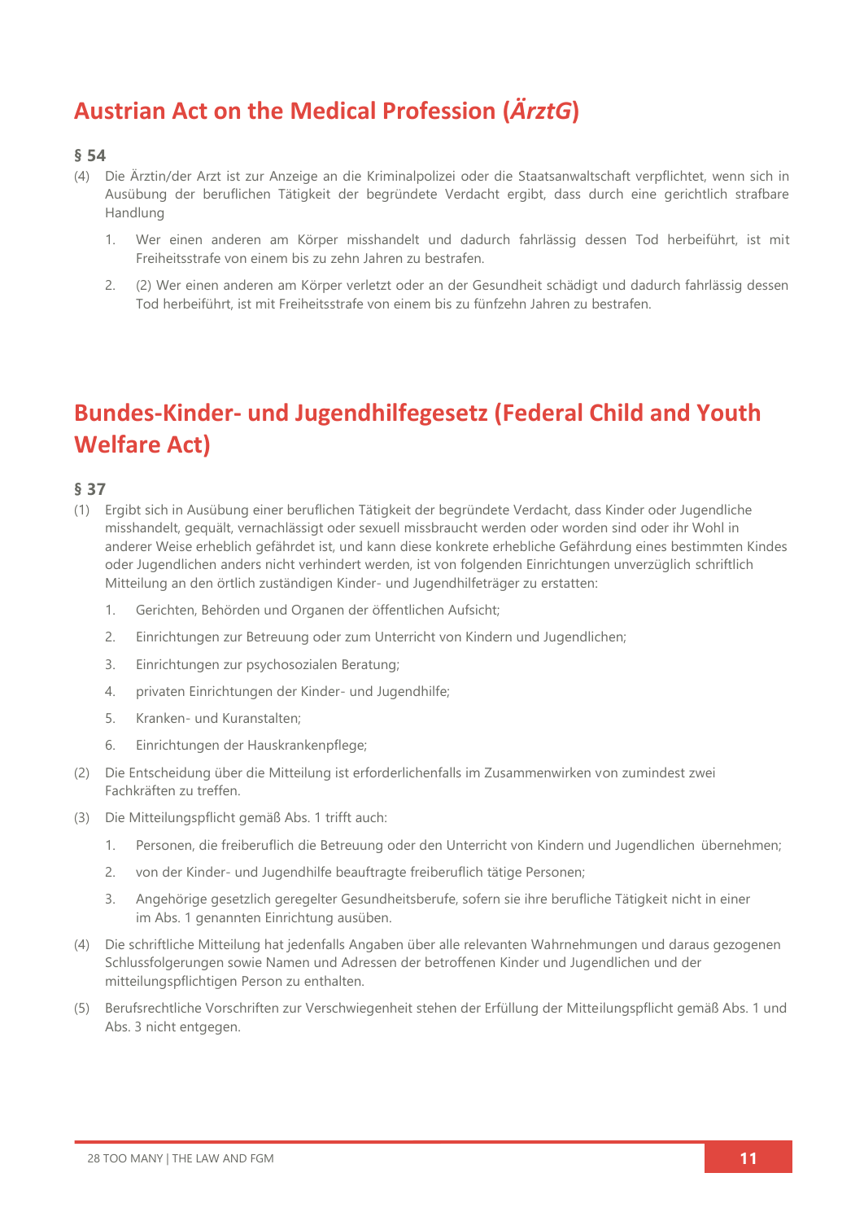# Austrian Act on the Medical Profession (*ÄrztG*)

### § 54

(4) Die Ärztin/der Arzt ist zur Anzeige an die Kriminalpolizei oder die Staatsanwaltschaft verpflichtet, wenn sich in Ausübung der beruflichen Tätigkeit der begründete Verdacht ergibt, dass durch eine gerichtlich strafbare Handlung

1. Wer einen anderen am Körper misshandelt und dadurch fahrlässig dessen Tod herbeiführt, ist mit Freiheitsstrafe von einem bis zu zehn Jahren zu bestrafen.
2. (2) Wer einen anderen am Körper verletzt oder an der Gesundheit schädigt und dadurch fahrlässig dessen Tod herbeiführt, ist mit Freiheitsstrafe von einem bis zu fünfzehn Jahren zu bestrafen.

# Bundes-Kinder- und Jugendhilfegesetz (Federal Child and Youth Welfare Act)

### § 37

(1) Ergibt sich in Ausübung einer beruflichen Tätigkeit der begründete Verdacht, dass Kinder oder Jugendliche misshandelt, gequält, vernachlässigt oder sexuell missbraucht werden oder worden sind oder ihr Wohl in anderer Weise erheblich gefährdet ist, und kann diese konkrete erhebliche Gefährdung eines bestimmten Kindes oder Jugendlichen anders nicht verhindert werden, ist von folgenden Einrichtungen unverzüglich schriftlich Mitteilung an den örtlich zuständigen Kinder- und Jugendhilfeträger zu erstatten:

1. Gerichten, Behörden und Organen der öffentlichen Aufsicht;
2. Einrichtungen zur Betreuung oder zum Unterricht von Kindern und Jugendlichen;
3. Einrichtungen zur psychosozialen Beratung;
4. privaten Einrichtungen der Kinder- und Jugendhilfe;
5. Kranken- und Kuranstalten;
6. Einrichtungen der Hauskrankenpflege;

(2) Die Entscheidung über die Mitteilung ist erforderlichenfalls im Zusammenwirken von zumindest zwei Fachkräften zu treffen.

(3) Die Mitteilungspflicht gemäß Abs. 1 trifft auch:

1. Personen, die freiberuflich die Betreuung oder den Unterricht von Kindern und Jugendlichen übernehmen;
2. von der Kinder- und Jugendhilfe beauftragte freiberuflich tätige Personen;
3. Angehörige gesetzlich geregelter Gesundheitsberufe, sofern sie ihre berufliche Tätigkeit nicht in einer im Abs. 1 genannten Einrichtung ausüben.

(4) Die schriftliche Mitteilung hat jedenfalls Angaben über alle relevanten Wahrnehmungen und daraus gezogenen Schlussfolgerungen sowie Namen und Adressen der betroffenen Kinder und Jugendlichen und der mitteilungspflichtigen Person zu enthalten.

(5) Berufsrechtliche Vorschriften zur Verschwiegenheit stehen der Erfüllung der Mitteilungspflicht gemäß Abs. 1 und Abs. 3 nicht entgegen.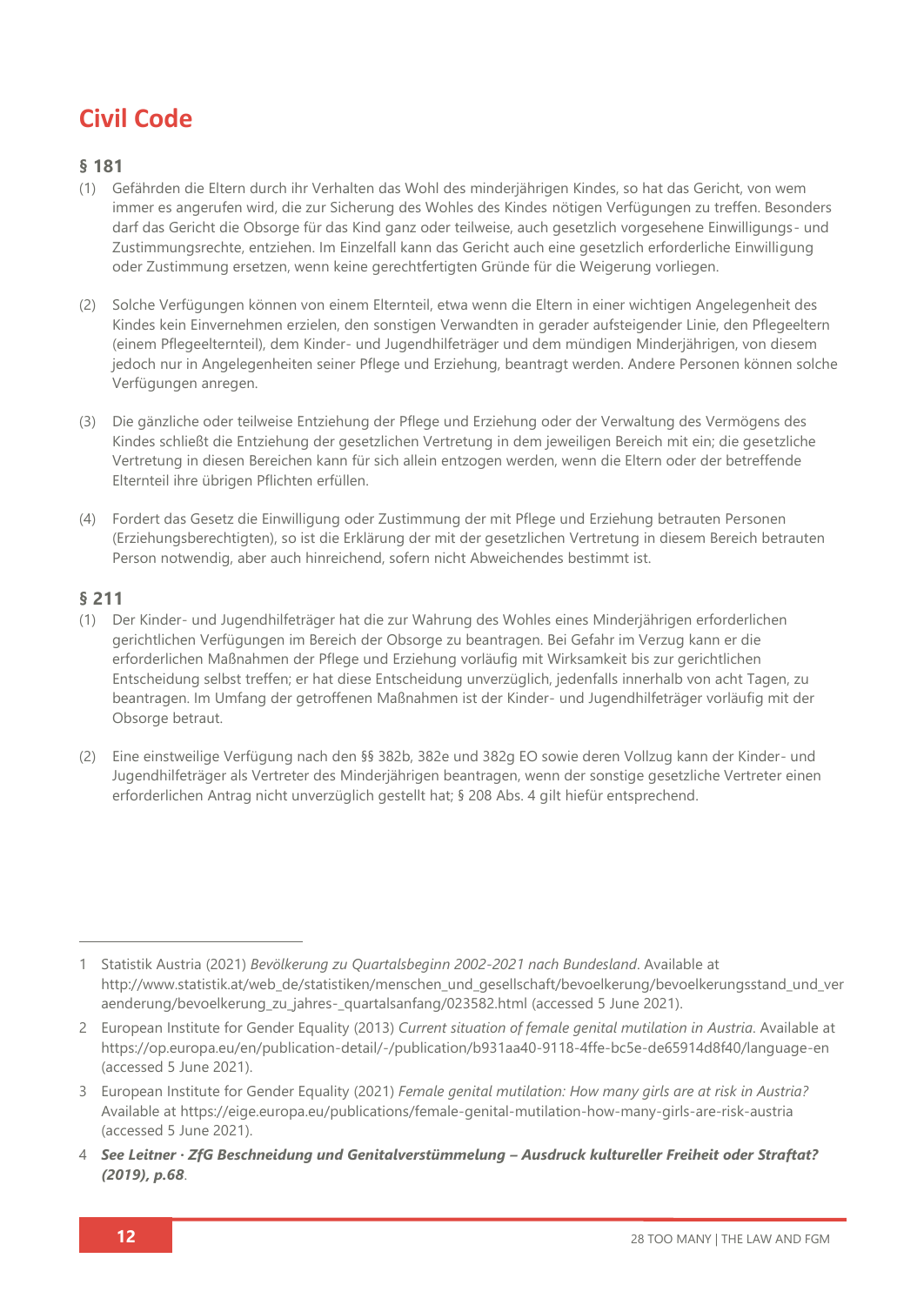# Civil Code

### § 181

(1) Gefährden die Eltern durch ihr Verhalten das Wohl des minderjährigen Kindes, so hat das Gericht, von wem immer es angerufen wird, die zur Sicherung des Wohles des Kindes nötigen Verfügungen zu treffen. Besonders darf das Gericht die Obsorge für das Kind ganz oder teilweise, auch gesetzlich vorgesehene Einwilligungs- und Zustimmungsrechte, entziehen. Im Einzelfall kann das Gericht auch eine gesetzlich erforderliche Einwilligung oder Zustimmung ersetzen, wenn keine gerechtfertigten Gründe für die Weigerung vorliegen.

(2) Solche Verfügungen können von einem Elternteil, etwa wenn die Eltern in einer wichtigen Angelegenheit des Kindes kein Einvernehmen erzielen, den sonstigen Verwandten in gerader aufsteigender Linie, den Pflegeeltern (einem Pflegeelternteil), dem Kinder- und Jugendhilfeträger und dem mündigen Minderjährigen, von diesem jedoch nur in Angelegenheiten seiner Pflege und Erziehung, beantragt werden. Andere Personen können solche Verfügungen anregen.

(3) Die gänzliche oder teilweise Entziehung der Pflege und Erziehung oder der Verwaltung des Vermögens des Kindes schließt die Entziehung der gesetzlichen Vertretung in dem jeweiligen Bereich mit ein; die gesetzliche Vertretung in diesen Bereichen kann für sich allein entzogen werden, wenn die Eltern oder der betreffende Elternteil ihre übrigen Pflichten erfüllen.

(4) Fordert das Gesetz die Einwilligung oder Zustimmung der mit Pflege und Erziehung betrauten Personen (Erziehungsberechtigten), so ist die Erklärung der mit der gesetzlichen Vertretung in diesem Bereich betrauten Person notwendig, aber auch hinreichend, sofern nicht Abweichendes bestimmt ist.

### § 211

(1) Der Kinder- und Jugendhilfeträger hat die zur Wahrung des Wohles eines Minderjährigen erforderlichen gerichtlichen Verfügungen im Bereich der Obsorge zu beantragen. Bei Gefahr im Verzug kann er die erforderlichen Maßnahmen der Pflege und Erziehung vorläufig mit Wirksamkeit bis zur gerichtlichen Entscheidung selbst treffen; er hat diese Entscheidung unverzüglich, jedenfalls innerhalb von acht Tagen, zu beantragen. Im Umfang der getroffenen Maßnahmen ist der Kinder- und Jugendhilfeträger vorläufig mit der Obsorge betraut.

(2) Eine einstweilige Verfügung nach den §§ 382b, 382e und 382g EO sowie deren Vollzug kann der Kinder- und Jugendhilfeträger als Vertreter des Minderjährigen beantragen, wenn der sonstige gesetzliche Vertreter einen erforderlichen Antrag nicht unverzüglich gestellt hat; § 208 Abs. 4 gilt hiefür entsprechend.

---

1 Statistik Austria (2021) *Bevölkerung zu Quartalsbeginn 2002-2021 nach Bundesland*. Available at http://www.statistik.at/web_de/statistiken/menschen_und_gesellschaft/bevoelkerung/bevoelkerungsstand_und_veraenderung/bevoelkerung_zu_jahres-_quartalsanfang/023582.html (accessed 5 June 2021).

2 European Institute for Gender Equality (2013) *Current situation of female genital mutilation in Austria*. Available at https://op.europa.eu/en/publication-detail/-/publication/b931aa40-9118-4ffe-bc5e-de65914d8f40/language-en (accessed 5 June 2021).

3 European Institute for Gender Equality (2021) *Female genital mutilation: How many girls are at risk in Austria?* Available at https://eige.europa.eu/publications/female-genital-mutilation-how-many-girls-are-risk-austria (accessed 5 June 2021).

4 ***See Leitner · ZfG Beschneidung und Genitalverstümmelung – Ausdruck kultureller Freiheit oder Straftat? (2019), p.68***.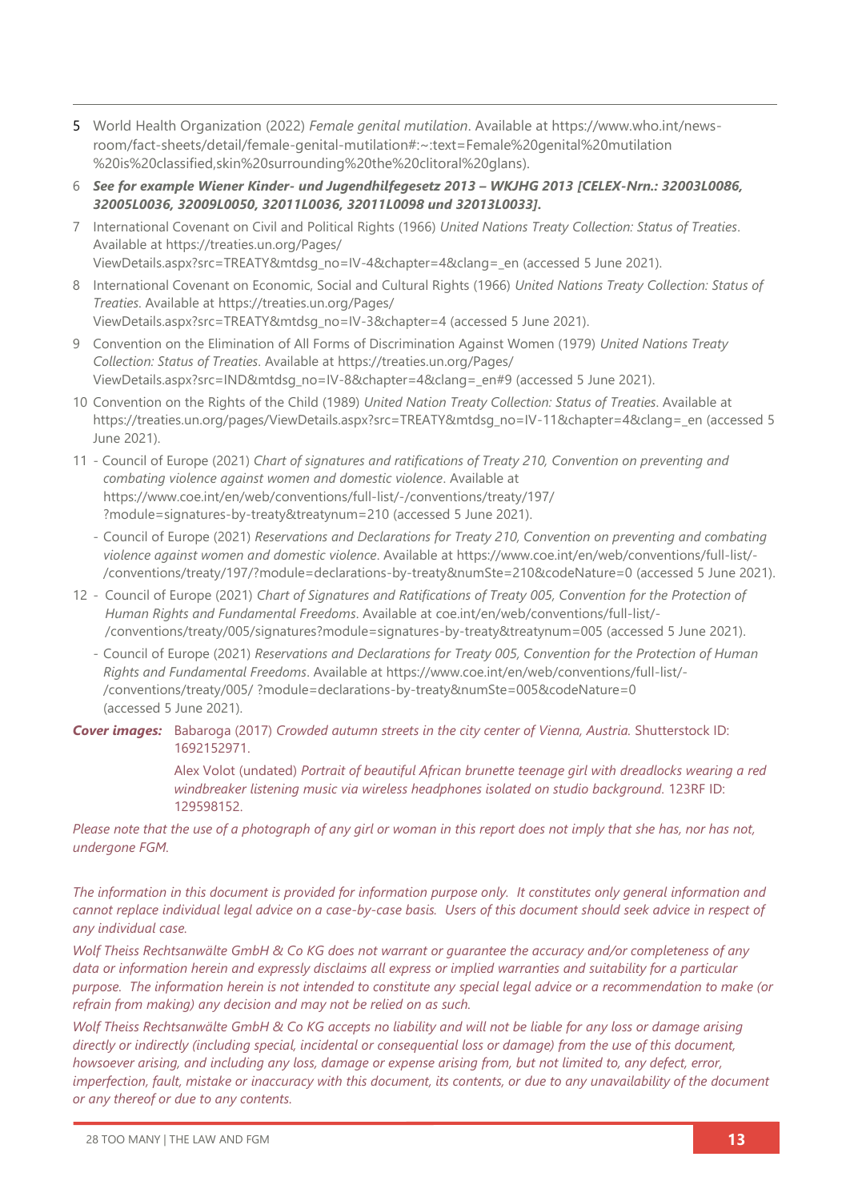5 World Health Organization (2022) *Female genital mutilation*. Available at https://www.who.int/news-room/fact-sheets/detail/female-genital-mutilation#:~:text=Female%20genital%20mutilation%20is%20classified,skin%20surrounding%20the%20clitoral%20glans).

6 ***See for example Wiener Kinder- und Jugendhilfegesetz 2013 – WKJHG 2013 [CELEX-Nrn.: 32003L0086, 32005L0036, 32009L0050, 32011L0036, 32011L0098 und 32013L0033].***

7 International Covenant on Civil and Political Rights (1966) *United Nations Treaty Collection: Status of Treaties*. Available at https://treaties.un.org/Pages/ViewDetails.aspx?src=TREATY&mtdsg_no=IV-4&chapter=4&clang=_en (accessed 5 June 2021).

8 International Covenant on Economic, Social and Cultural Rights (1966) *United Nations Treaty Collection: Status of Treaties*. Available at https://treaties.un.org/Pages/ViewDetails.aspx?src=TREATY&mtdsg_no=IV-3&chapter=4 (accessed 5 June 2021).

9 Convention on the Elimination of All Forms of Discrimination Against Women (1979) *United Nations Treaty Collection: Status of Treaties*. Available at https://treaties.un.org/Pages/ViewDetails.aspx?src=IND&mtdsg_no=IV-8&chapter=4&clang=_en#9 (accessed 5 June 2021).

10 Convention on the Rights of the Child (1989) *United Nation Treaty Collection: Status of Treaties*. Available at https://treaties.un.org/pages/ViewDetails.aspx?src=TREATY&mtdsg_no=IV-11&chapter=4&clang=_en (accessed 5 June 2021).

11 - Council of Europe (2021) *Chart of signatures and ratifications of Treaty 210, Convention on preventing and combating violence against women and domestic violence*. Available at https://www.coe.int/en/web/conventions/full-list/-/conventions/treaty/197/?module=signatures-by-treaty&treatynum=210 (accessed 5 June 2021).

- Council of Europe (2021) *Reservations and Declarations for Treaty 210, Convention on preventing and combating violence against women and domestic violence*. Available at https://www.coe.int/en/web/conventions/full-list/-/conventions/treaty/197/?module=declarations-by-treaty&numSte=210&codeNature=0 (accessed 5 June 2021).

12 - Council of Europe (2021) *Chart of Signatures and Ratifications of Treaty 005, Convention for the Protection of Human Rights and Fundamental Freedoms*. Available at coe.int/en/web/conventions/full-list/-/conventions/treaty/005/signatures?module=signatures-by-treaty&treatynum=005 (accessed 5 June 2021).

- Council of Europe (2021) *Reservations and Declarations for Treaty 005, Convention for the Protection of Human Rights and Fundamental Freedoms*. Available at https://www.coe.int/en/web/conventions/full-list/-/conventions/treaty/005/ ?module=declarations-by-treaty&numSte=005&codeNature=0 (accessed 5 June 2021).

***Cover images:*** Babaroga (2017) *Crowded autumn streets in the city center of Vienna, Austria.* Shutterstock ID: 1692152971.

Alex Volot (undated) *Portrait of beautiful African brunette teenage girl with dreadlocks wearing a red windbreaker listening music via wireless headphones isolated on studio background.* 123RF ID: 129598152.

*Please note that the use of a photograph of any girl or woman in this report does not imply that she has, nor has not, undergone FGM.*

*The information in this document is provided for information purpose only. It constitutes only general information and cannot replace individual legal advice on a case-by-case basis. Users of this document should seek advice in respect of any individual case.*

*Wolf Theiss Rechtsanwälte GmbH & Co KG does not warrant or guarantee the accuracy and/or completeness of any data or information herein and expressly disclaims all express or implied warranties and suitability for a particular purpose. The information herein is not intended to constitute any special legal advice or a recommendation to make (or refrain from making) any decision and may not be relied on as such.*

*Wolf Theiss Rechtsanwälte GmbH & Co KG accepts no liability and will not be liable for any loss or damage arising directly or indirectly (including special, incidental or consequential loss or damage) from the use of this document, howsoever arising, and including any loss, damage or expense arising from, but not limited to, any defect, error, imperfection, fault, mistake or inaccuracy with this document, its contents, or due to any unavailability of the document or any thereof or due to any contents.*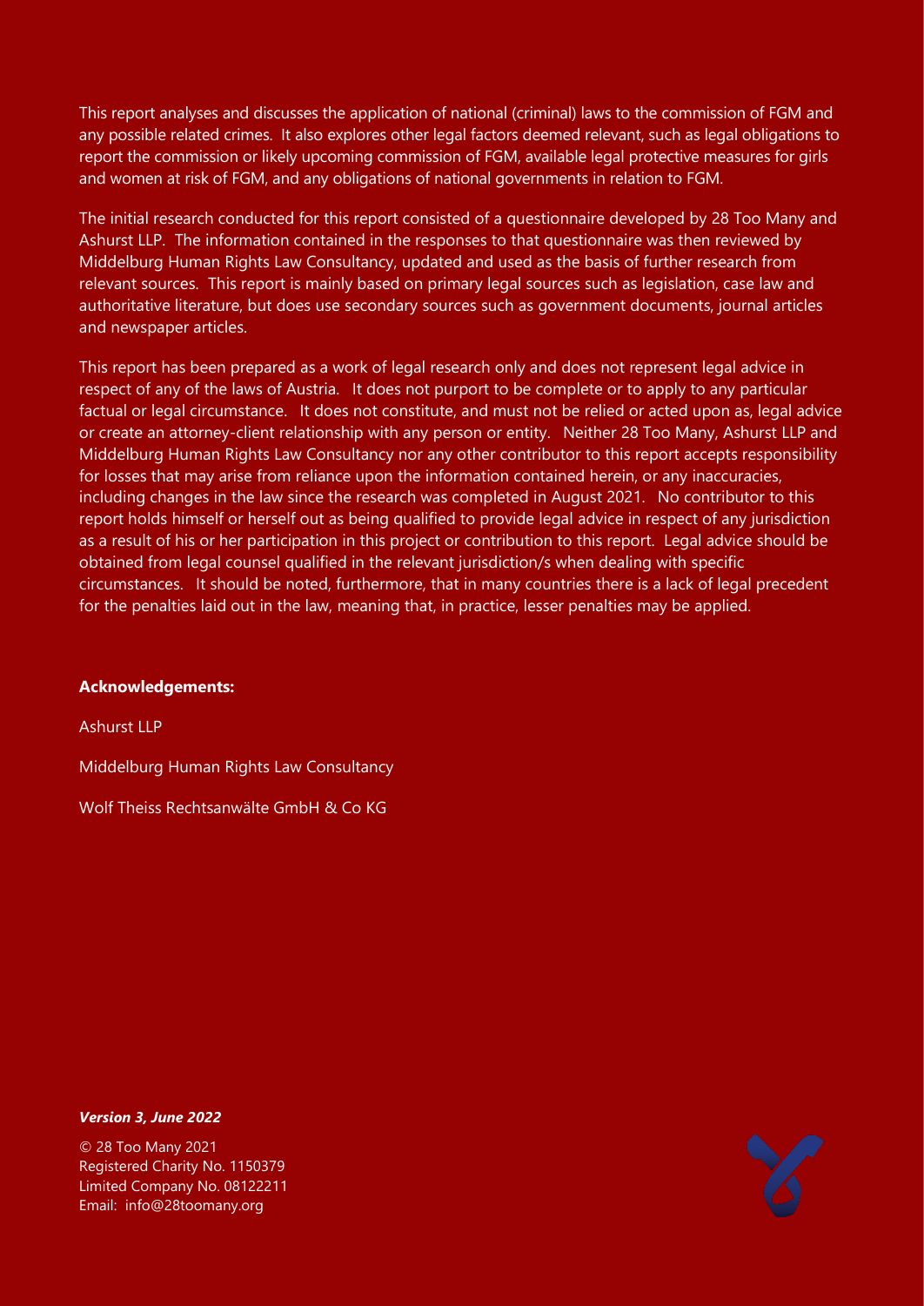This report analyses and discusses the application of national (criminal) laws to the commission of FGM and any possible related crimes. It also explores other legal factors deemed relevant, such as legal obligations to report the commission or likely upcoming commission of FGM, available legal protective measures for girls and women at risk of FGM, and any obligations of national governments in relation to FGM.

The initial research conducted for this report consisted of a questionnaire developed by 28 Too Many and Ashurst LLP. The information contained in the responses to that questionnaire was then reviewed by Middelburg Human Rights Law Consultancy, updated and used as the basis of further research from relevant sources. This report is mainly based on primary legal sources such as legislation, case law and authoritative literature, but does use secondary sources such as government documents, journal articles and newspaper articles.

This report has been prepared as a work of legal research only and does not represent legal advice in respect of any of the laws of Austria. It does not purport to be complete or to apply to any particular factual or legal circumstance. It does not constitute, and must not be relied or acted upon as, legal advice or create an attorney-client relationship with any person or entity. Neither 28 Too Many, Ashurst LLP and Middelburg Human Rights Law Consultancy nor any other contributor to this report accepts responsibility for losses that may arise from reliance upon the information contained herein, or any inaccuracies, including changes in the law since the research was completed in August 2021. No contributor to this report holds himself or herself out as being qualified to provide legal advice in respect of any jurisdiction as a result of his or her participation in this project or contribution to this report. Legal advice should be obtained from legal counsel qualified in the relevant jurisdiction/s when dealing with specific circumstances. It should be noted, furthermore, that in many countries there is a lack of legal precedent for the penalties laid out in the law, meaning that, in practice, lesser penalties may be applied.

**Acknowledgements:**

Ashurst LLP

Middelburg Human Rights Law Consultancy

Wolf Theiss Rechtsanwälte GmbH & Co KG

***Version 3, June 2022***

© 28 Too Many 2021
Registered Charity No. 1150379
Limited Company No. 08122211
Email: info@28toomany.org